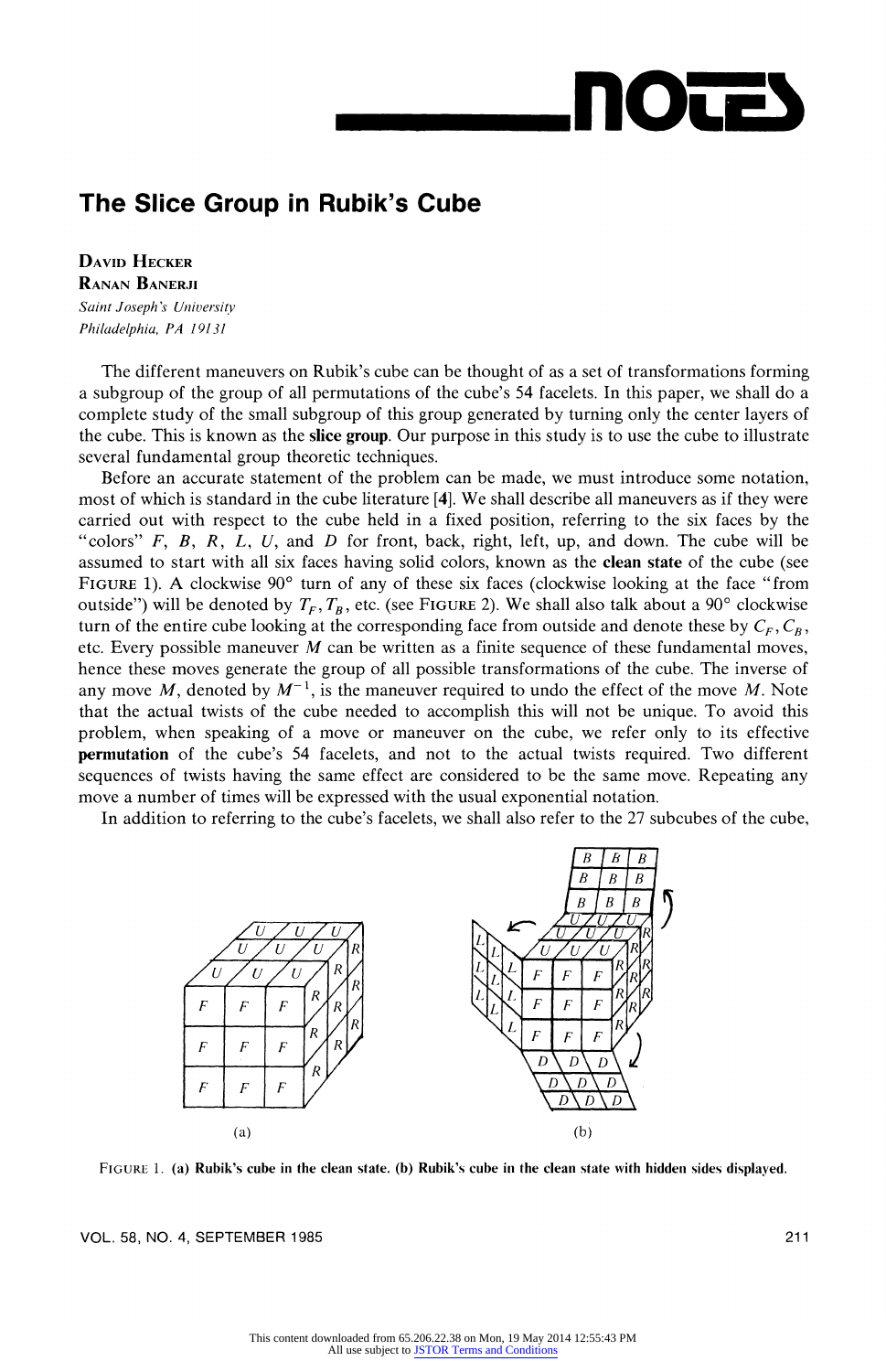# The Slice Group in Rubik's Cube

**DAVID HECKER**
**RANAN BANERJI**
*Saint Joseph's University*
*Philadelphia, PA 19131*

The different maneuvers on Rubik's cube can be thought of as a set of transformations forming a subgroup of the group of all permutations of the cube's 54 facelets. In this paper, we shall do a complete study of the small subgroup of this group generated by turning only the center layers of the cube. This is known as the **slice group**. Our purpose in this study is to use the cube to illustrate several fundamental group theoretic techniques.

Before an accurate statement of the problem can be made, we must introduce some notation, most of which is standard in the cube literature [**4**]. We shall describe all maneuvers as if they were carried out with respect to the cube held in a fixed position, referring to the six faces by the "colors" $F$, $B$, $R$, $L$, $U$, and $D$ for front, back, right, left, up, and down. The cube will be assumed to start with all six faces having solid colors, known as the **clean state** of the cube (see FIGURE 1). A clockwise 90° turn of any of these six faces (clockwise looking at the face "from outside") will be denoted by $T_F, T_B$, etc. (see FIGURE 2). We shall also talk about a 90° clockwise turn of the entire cube looking at the corresponding face from outside and denote these by $C_F, C_B$, etc. Every possible maneuver $M$ can be written as a finite sequence of these fundamental moves, hence these moves generate the group of all possible transformations of the cube. The inverse of any move $M$, denoted by $M^{-1}$, is the maneuver required to undo the effect of the move $M$. Note that the actual twists of the cube needed to accomplish this will not be unique. To avoid this problem, when speaking of a move or maneuver on the cube, we refer only to its effective **permutation** of the cube's 54 facelets, and not to the actual twists required. Two different sequences of twists having the same effect are considered to be the same move. Repeating any move a number of times will be expressed with the usual exponential notation.

In addition to referring to the cube's facelets, we shall also refer to the 27 subcubes of the cube,

FIGURE 1. (a) Rubik's cube in the clean state. (b) Rubik's cube in the clean state with hidden sides displayed.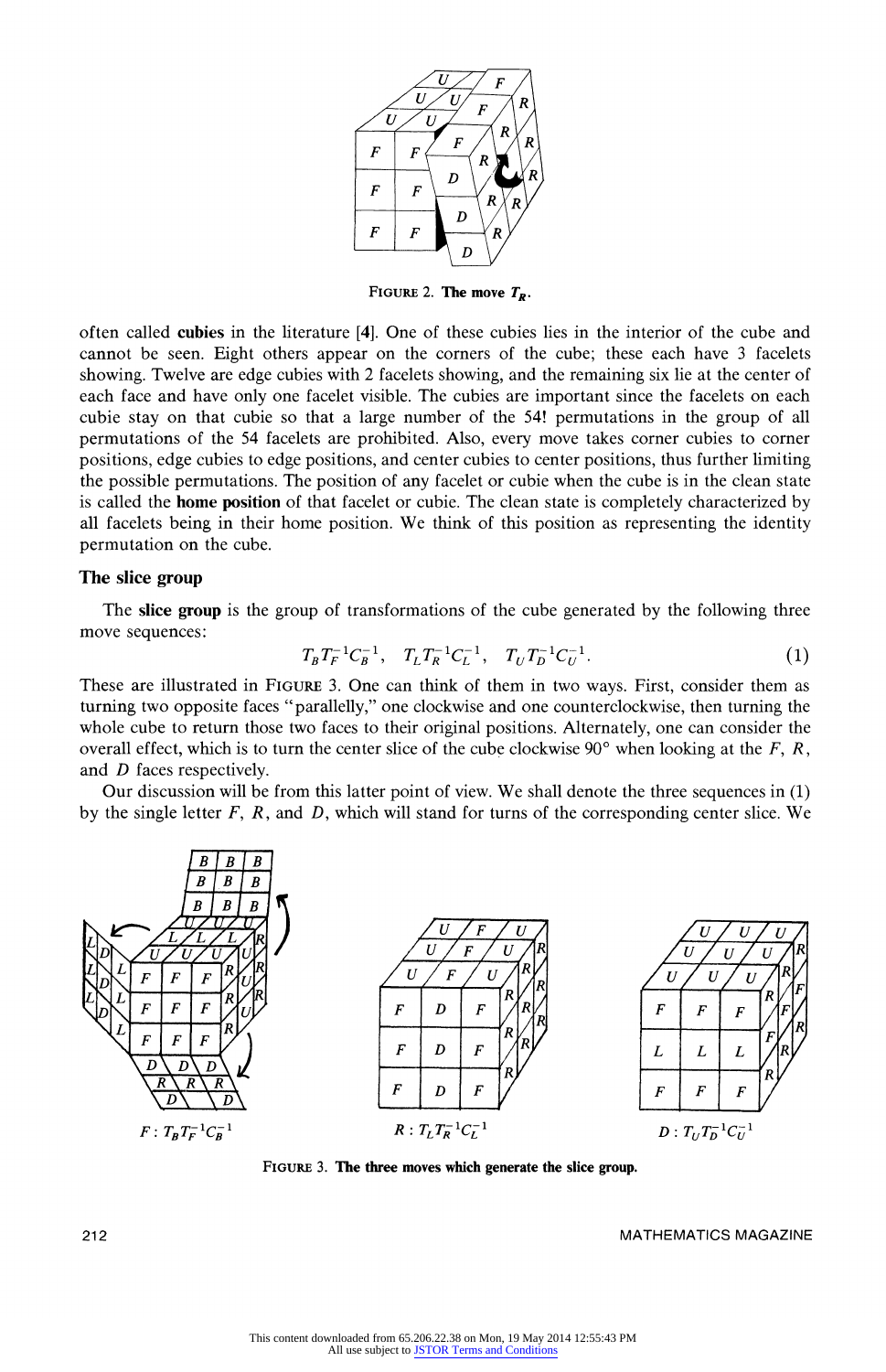FIGURE 2. The move $T_R$.

often called **cubies** in the literature [4]. One of these cubies lies in the interior of the cube and cannot be seen. Eight others appear on the corners of the cube; these each have 3 facelets showing. Twelve are edge cubies with 2 facelets showing, and the remaining six lie at the center of each face and have only one facelet visible. The cubies are important since the facelets on each cubie stay on that cubie so that a large number of the 54! permutations in the group of all permutations of the 54 facelets are prohibited. Also, every move takes corner cubies to corner positions, edge cubies to edge positions, and center cubies to center positions, thus further limiting the possible permutations. The position of any facelet or cubie when the cube is in the clean state is called the **home position** of that facelet or cubie. The clean state is completely characterized by all facelets being in their home position. We think of this position as representing the identity permutation on the cube.

## The slice group

The **slice group** is the group of transformations of the cube generated by the following three move sequences:

$$T_B T_F^{-1} C_B^{-1}, \quad T_L T_R^{-1} C_L^{-1}, \quad T_U T_D^{-1} C_U^{-1}. \tag{1}$$

These are illustrated in FIGURE 3. One can think of them in two ways. First, consider them as turning two opposite faces "parallelly," one clockwise and one counterclockwise, then turning the whole cube to return those two faces to their original positions. Alternately, one can consider the overall effect, which is to turn the center slice of the cube clockwise 90° when looking at the $F$, $R$, and $D$ faces respectively.

Our discussion will be from this latter point of view. We shall denote the three sequences in (1) by the single letter $F$, $R$, and $D$, which will stand for turns of the corresponding center slice. We

$F: T_B T_F^{-1} C_B^{-1}$ $R: T_L T_R^{-1} C_L^{-1}$ $D: T_U T_D^{-1} C_U^{-1}$

FIGURE 3. The three moves which generate the slice group.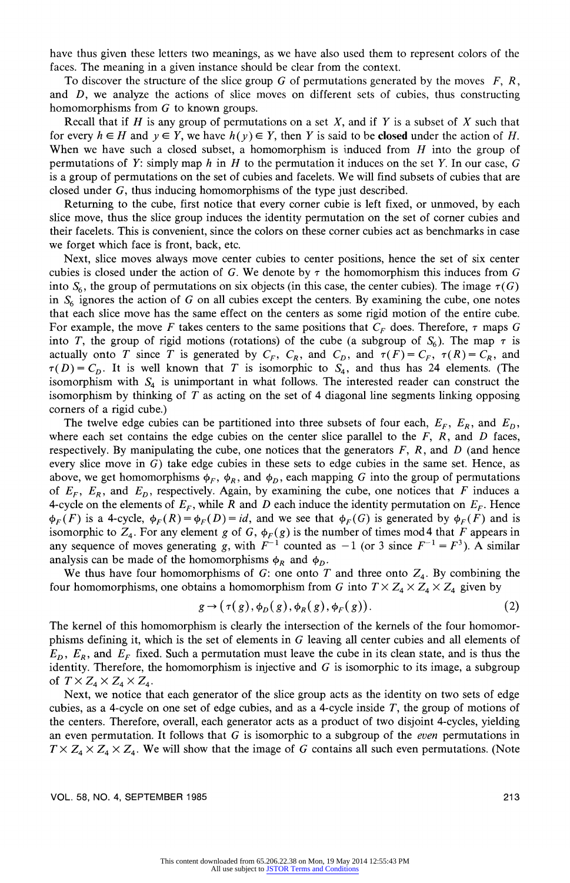have thus given these letters two meanings, as we have also used them to represent colors of the faces. The meaning in a given instance should be clear from the context.

To discover the structure of the slice group $G$ of permutations generated by the moves $F$, $R$, and $D$, we analyze the actions of slice moves on different sets of cubies, thus constructing homomorphisms from $G$ to known groups.

Recall that if $H$ is any group of permutations on a set $X$, and if $Y$ is a subset of $X$ such that for every $h \in H$ and $y \in Y$, we have $h(y) \in Y$, then $Y$ is said to be **closed** under the action of $H$. When we have such a closed subset, a homomorphism is induced from $H$ into the group of permutations of $Y$: simply map $h$ in $H$ to the permutation it induces on the set $Y$. In our case, $G$ is a group of permutations on the set of cubies and facelets. We will find subsets of cubies that are closed under $G$, thus inducing homomorphisms of the type just described.

Returning to the cube, first notice that every corner cubie is left fixed, or unmoved, by each slice move, thus the slice group induces the identity permutation on the set of corner cubies and their facelets. This is convenient, since the colors on these corner cubies act as benchmarks in case we forget which face is front, back, etc.

Next, slice moves always move center cubies to center positions, hence the set of six center cubies is closed under the action of $G$. We denote by $\tau$ the homomorphism this induces from $G$ into $S_6$, the group of permutations on six objects (in this case, the center cubies). The image $\tau(G)$ in $S_6$ ignores the action of $G$ on all cubies except the centers. By examining the cube, one notes that each slice move has the same effect on the centers as some rigid motion of the entire cube. For example, the move $F$ takes centers to the same positions that $C_F$ does. Therefore, $\tau$ maps $G$ into $T$, the group of rigid motions (rotations) of the cube (a subgroup of $S_6$). The map $\tau$ is actually onto $T$ since $T$ is generated by $C_F$, $C_R$, and $C_D$, and $\tau(F)=C_F$, $\tau(R)=C_R$, and $\tau(D)=C_D$. It is well known that $T$ is isomorphic to $S_4$, and thus has 24 elements. (The isomorphism with $S_4$ is unimportant in what follows. The interested reader can construct the isomorphism by thinking of $T$ as acting on the set of 4 diagonal line segments linking opposing corners of a rigid cube.)

The twelve edge cubies can be partitioned into three subsets of four each, $E_F$, $E_R$, and $E_D$, where each set contains the edge cubies on the center slice parallel to the $F$, $R$, and $D$ faces, respectively. By manipulating the cube, one notices that the generators $F$, $R$, and $D$ (and hence every slice move in $G$) take edge cubies in these sets to edge cubies in the same set. Hence, as above, we get homomorphisms $\phi_F$, $\phi_R$, and $\phi_D$, each mapping $G$ into the group of permutations of $E_F$, $E_R$, and $E_D$, respectively. Again, by examining the cube, one notices that $F$ induces a 4-cycle on the elements of $E_F$, while $R$ and $D$ each induce the identity permutation on $E_F$. Hence $\phi_F(F)$ is a 4-cycle, $\phi_F(R)=\phi_F(D)=id$, and we see that $\phi_F(G)$ is generated by $\phi_F(F)$ and is isomorphic to $Z_4$. For any element $g$ of $G$, $\phi_F(g)$ is the number of times mod 4 that $F$ appears in any sequence of moves generating $g$, with $F^{-1}$ counted as $-1$ (or 3 since $F^{-1}=F^3$). A similar analysis can be made of the homomorphisms $\phi_R$ and $\phi_D$.

We thus have four homomorphisms of $G$: one onto $T$ and three onto $Z_4$. By combining the four homomorphisms, one obtains a homomorphism from $G$ into $T \times Z_4 \times Z_4 \times Z_4$ given by

$$g \to (\tau(g), \phi_D(g), \phi_R(g), \phi_F(g)). \tag{2}$$

The kernel of this homomorphism is clearly the intersection of the kernels of the four homomorphisms defining it, which is the set of elements in $G$ leaving all center cubies and all elements of $E_D$, $E_R$, and $E_F$ fixed. Such a permutation must leave the cube in its clean state, and is thus the identity. Therefore, the homomorphism is injective and $G$ is isomorphic to its image, a subgroup of $T \times Z_4 \times Z_4 \times Z_4$.

Next, we notice that each generator of the slice group acts as the identity on two sets of edge cubies, as a 4-cycle on one set of edge cubies, and as a 4-cycle inside $T$, the group of motions of the centers. Therefore, overall, each generator acts as a product of two disjoint 4-cycles, yielding an even permutation. It follows that $G$ is isomorphic to a subgroup of the *even* permutations in $T \times Z_4 \times Z_4 \times Z_4$. We will show that the image of $G$ contains all such even permutations. (Note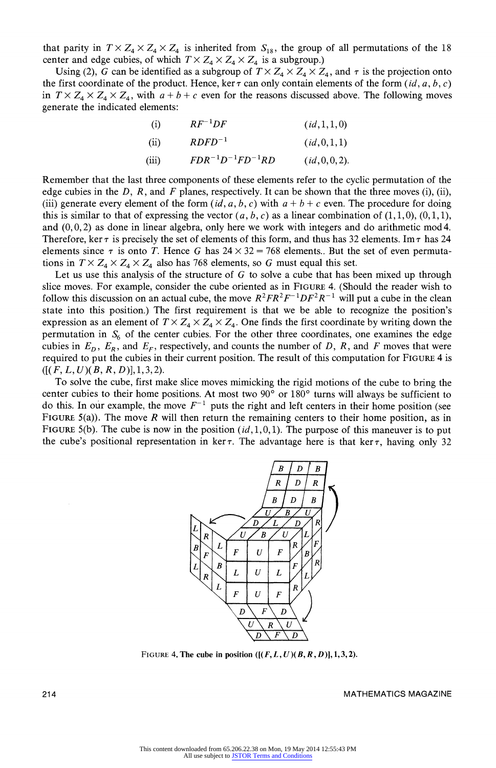that parity in $T \times Z_4 \times Z_4 \times Z_4$ is inherited from $S_{18}$, the group of all permutations of the 18 center and edge cubies, of which $T \times Z_4 \times Z_4 \times Z_4$ is a subgroup.)

Using (2), $G$ can be identified as a subgroup of $T \times Z_4 \times Z_4 \times Z_4$, and $\tau$ is the projection onto the first coordinate of the product. Hence, $\ker \tau$ can only contain elements of the form $(id, a, b, c)$ in $T \times Z_4 \times Z_4 \times Z_4$, with $a + b + c$ even for the reasons discussed above. The following moves generate the indicated elements:

| | | |
|---|---|---|
| (i) | $RF^{-1}DF$ | $(id, 1, 1, 0)$ |
| (ii) | $RDFD^{-1}$ | $(id, 0, 1, 1)$ |
| (iii) | $FDR^{-1}D^{-1}FD^{-1}RD$ | $(id, 0, 0, 2)$. |

Remember that the last three components of these elements refer to the cyclic permutation of the edge cubies in the $D$, $R$, and $F$ planes, respectively. It can be shown that the three moves (i), (ii), (iii) generate every element of the form $(id, a, b, c)$ with $a + b + c$ even. The procedure for doing this is similar to that of expressing the vector $(a, b, c)$ as a linear combination of $(1,1,0)$, $(0,1,1)$, and $(0,0,2)$ as done in linear algebra, only here we work with integers and do arithmetic mod 4. Therefore, $\ker \tau$ is precisely the set of elements of this form, and thus has 32 elements. $\operatorname{Im} \tau$ has 24 elements since $\tau$ is onto $T$. Hence $G$ has $24 \times 32 = 768$ elements.. But the set of even permutations in $T \times Z_4 \times Z_4 \times Z_4$ also has 768 elements, so $G$ must equal this set.

Let us use this analysis of the structure of $G$ to solve a cube that has been mixed up through slice moves. For example, consider the cube oriented as in FIGURE 4. (Should the reader wish to follow this discussion on an actual cube, the move $R^2FR^2F^{-1}DF^2R^{-1}$ will put a cube in the clean state into this position.) The first requirement is that we be able to recognize the position's expression as an element of $T \times Z_4 \times Z_4 \times Z_4$. One finds the first coordinate by writing down the permutation in $S_6$ of the center cubies. For the other three coordinates, one examines the edge cubies in $E_D$, $E_R$, and $E_F$, respectively, and counts the number of $D$, $R$, and $F$ moves that were required to put the cubies in their current position. The result of this computation for FIGURE 4 is $([(F, L, U)(B, R, D)], 1, 3, 2)$.

To solve the cube, first make slice moves mimicking the rigid motions of the cube to bring the center cubies to their home positions. At most two 90° or 180° turns will always be sufficient to do this. In our example, the move $F^{-1}$ puts the right and left centers in their home positions (see FIGURE 5(a)). The move $R$ will then return the remaining centers to their home position, as in FIGURE 5(b). The cube is now in the position $(id, 1, 0, 1)$. The purpose of this maneuver is to put the cube's positional representation in $\ker \tau$. The advantage here is that $\ker \tau$, having only 32

FIGURE 4. The cube in position $([(F, L, U)(B, R, D)], 1, 3, 2)$.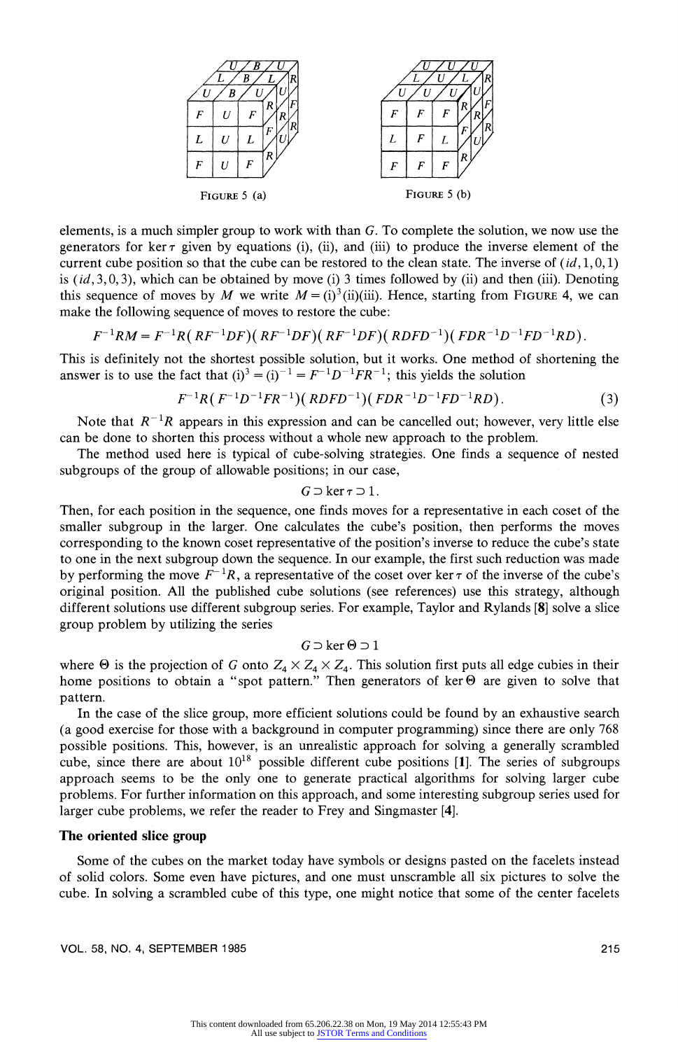FIGURE 5 (a)

FIGURE 5 (b)

elements, is a much simpler group to work with than $G$. To complete the solution, we now use the generators for $\ker \tau$ given by equations (i), (ii), and (iii) to produce the inverse element of the current cube position so that the cube can be restored to the clean state. The inverse of $(id, 1, 0, 1)$ is $(id, 3, 0, 3)$, which can be obtained by move (i) 3 times followed by (ii) and then (iii). Denoting this sequence of moves by $M$ we write $M = (\text{i})^3(\text{ii})(\text{iii})$. Hence, starting from FIGURE 4, we can make the following sequence of moves to restore the cube:

$$F^{-1}RM = F^{-1}R(RF^{-1}DF)(RF^{-1}DF)(RF^{-1}DF)(RDFD^{-1})(FDR^{-1}D^{-1}FD^{-1}FD^{-1}RD).$$

This is definitely not the shortest possible solution, but it works. One method of shortening the answer is to use the fact that $(\text{i})^3 = (\text{i})^{-1} = F^{-1}D^{-1}FR^{-1}$; this yields the solution

$$F^{-1}R(F^{-1}D^{-1}FR^{-1})(RDFD^{-1})(FDR^{-1}D^{-1}FD^{-1}RD). \tag{3}$$

Note that $R^{-1}R$ appears in this expression and can be cancelled out; however, very little else can be done to shorten this process without a whole new approach to the problem.

The method used here is typical of cube-solving strategies. One finds a sequence of nested subgroups of the group of allowable positions; in our case,

$$G \supset \ker \tau \supset 1.$$

Then, for each position in the sequence, one finds moves for a representative in each coset of the smaller subgroup in the larger. One calculates the cube's position, then performs the moves corresponding to the known coset representative of the position's inverse to reduce the cube's state to one in the next subgroup down the sequence. In our example, the first such reduction was made by performing the move $F^{-1}R$, a representative of the coset over $\ker \tau$ of the inverse of the cube's original position. All the published cube solutions (see references) use this strategy, although different solutions use different subgroup series. For example, Taylor and Rylands [**8**] solve a slice group problem by utilizing the series

$$G \supset \ker \Theta \supset 1$$

where $\Theta$ is the projection of $G$ onto $Z_4 \times Z_4 \times Z_4$. This solution first puts all edge cubies in their home positions to obtain a "spot pattern." Then generators of $\ker \Theta$ are given to solve that pattern.

In the case of the slice group, more efficient solutions could be found by an exhaustive search (a good exercise for those with a background in computer programming) since there are only 768 possible positions. This, however, is an unrealistic approach for solving a generally scrambled cube, since there are about $10^{18}$ possible different cube positions [**1**]. The series of subgroups approach seems to be the only one to generate practical algorithms for solving larger cube problems. For further information on this approach, and some interesting subgroup series used for larger cube problems, we refer the reader to Frey and Singmaster [**4**].

### The oriented slice group

Some of the cubes on the market today have symbols or designs pasted on the facelets instead of solid colors. Some even have pictures, and one must unscramble all six pictures to solve the cube. In solving a scrambled cube of this type, one might notice that some of the center facelets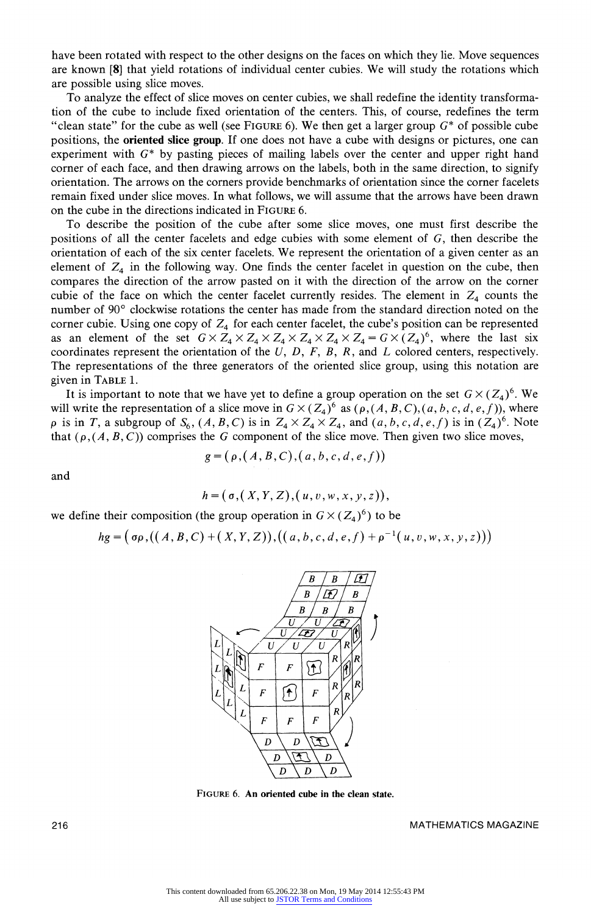have been rotated with respect to the other designs on the faces on which they lie. Move sequences are known [8] that yield rotations of individual center cubies. We will study the rotations which are possible using slice moves.

To analyze the effect of slice moves on center cubies, we shall redefine the identity transformation of the cube to include fixed orientation of the centers. This, of course, redefines the term "clean state" for the cube as well (see FIGURE 6). We then get a larger group $G^*$ of possible cube positions, the **oriented slice group**. If one does not have a cube with designs or pictures, one can experiment with $G^*$ by pasting pieces of mailing labels over the center and upper right hand corner of each face, and then drawing arrows on the labels, both in the same direction, to signify orientation. The arrows on the corners provide benchmarks of orientation since the corner facelets remain fixed under slice moves. In what follows, we will assume that the arrows have been drawn on the cube in the directions indicated in FIGURE 6.

To describe the position of the cube after some slice moves, one must first describe the positions of all the center facelets and edge cubies with some element of $G$, then describe the orientation of each of the six center facelets. We represent the orientation of a given center as an element of $Z_4$ in the following way. One finds the center facelet in question on the cube, then compares the direction of the arrow pasted on it with the direction of the arrow on the corner cubie of the face on which the center facelet currently resides. The element in $Z_4$ counts the number of 90° clockwise rotations the center has made from the standard direction noted on the corner cubie. Using one copy of $Z_4$ for each center facelet, the cube's position can be represented as an element of the set $G \times Z_4 \times Z_4 \times Z_4 \times Z_4 \times Z_4 \times Z_4 = G \times (Z_4)^6$, where the last six coordinates represent the orientation of the $U$, $D$, $F$, $B$, $R$, and $L$ colored centers, respectively. The representations of the three generators of the oriented slice group, using this notation are given in TABLE 1.

It is important to note that we have yet to define a group operation on the set $G \times (Z_4)^6$. We will write the representation of a slice move in $G \times (Z_4)^6$ as $(\rho, (A, B, C), (a, b, c, d, e, f))$, where $\rho$ is in $T$, a subgroup of $S_6$, $(A, B, C)$ is in $Z_4 \times Z_4 \times Z_4$, and $(a, b, c, d, e, f)$ is in $(Z_4)^6$. Note that $(\rho, (A, B, C))$ comprises the $G$ component of the slice move. Then given two slice moves,

$$g = (\rho, (A, B, C), (a, b, c, d, e, f))$$

and

$$h = (\sigma, (X, Y, Z), (u, v, w, x, y, z)),$$

we define their composition (the group operation in $G \times (Z_4)^6$) to be

$$hg = (\sigma\rho, ((A, B, C) + (X, Y, Z)), ((a, b, c, d, e, f) + \rho^{-1}(u, v, w, x, y, z)))$$

FIGURE 6. **An oriented cube in the clean state.**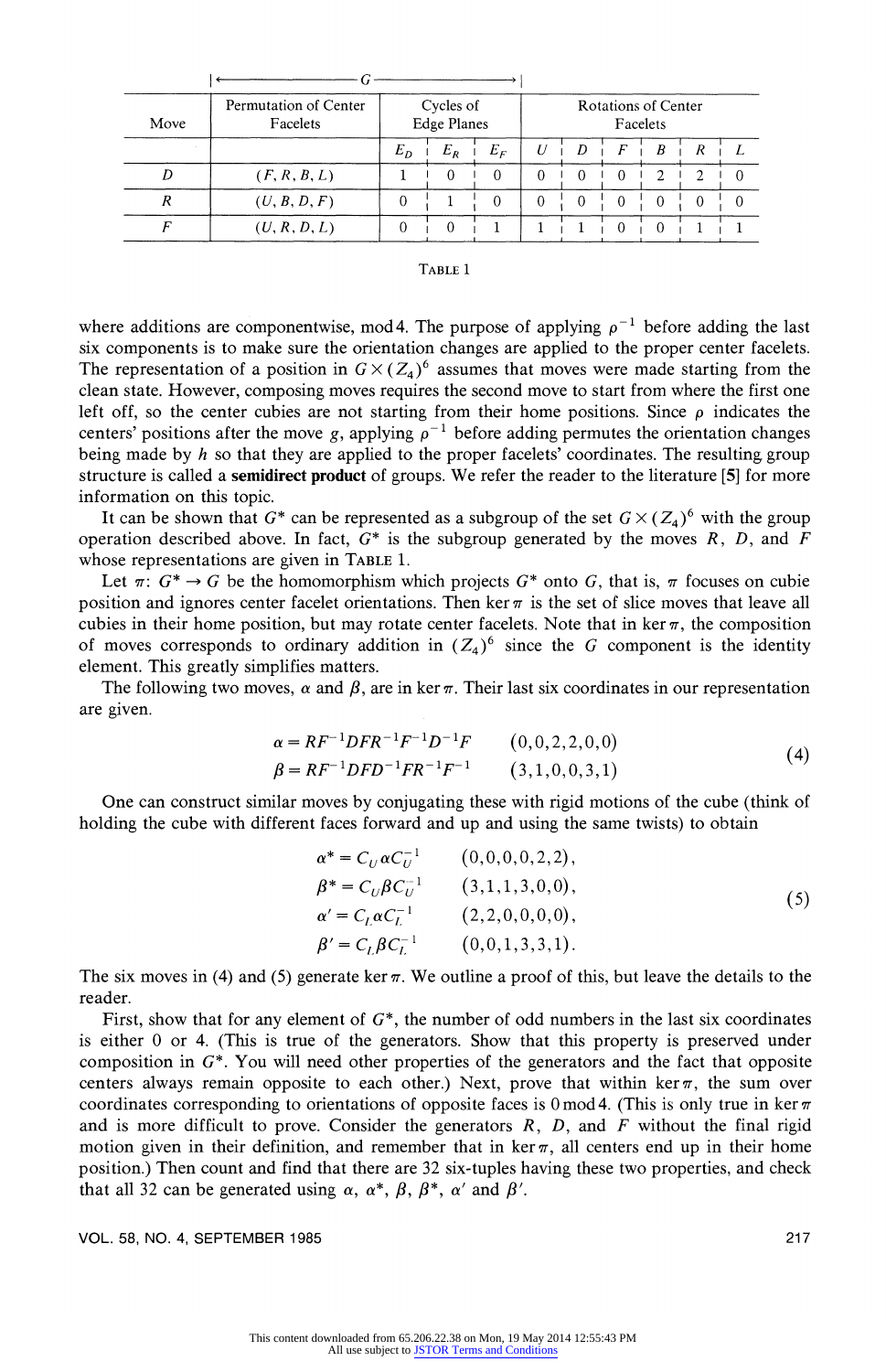| Move | $\leftarrow$ $G$ $\rightarrow$ | | | | | | | | | | |
|---|---|---|---|---|---|---|---|---|---|---|---|
| | Permutation of Center Facelets | Cycles of Edge Planes | | | Rotations of Center Facelets | | | | | | |
| | | $E_D$ | $E_R$ | $E_F$ | $U$ | $D$ | $F$ | $B$ | $R$ | $L$ |
| $D$ | $(F,R,B,L)$ | 1 | 0 | 0 | 0 | 0 | 0 | 2 | 2 | 0 |
| $R$ | $(U,B,D,F)$ | 0 | 1 | 0 | 0 | 0 | 0 | 0 | 0 | 0 |
| $F$ | $(U,R,D,L)$ | 0 | 0 | 1 | 1 | 1 | 0 | 0 | 1 | 1 |

TABLE 1

where additions are componentwise, mod 4. The purpose of applying $\rho^{-1}$ before adding the last six components is to make sure the orientation changes are applied to the proper center facelets. The representation of a position in $G \times (Z_4)^6$ assumes that moves were made starting from the clean state. However, composing moves requires the second move to start from where the first one left off, so the center cubies are not starting from their home positions. Since $\rho$ indicates the centers' positions after the move $g$, applying $\rho^{-1}$ before adding permutes the orientation changes being made by $h$ so that they are applied to the proper facelets' coordinates. The resulting group structure is called a **semidirect product** of groups. We refer the reader to the literature [5] for more information on this topic.

It can be shown that $G^*$ can be represented as a subgroup of the set $G \times (Z_4)^6$ with the group operation described above. In fact, $G^*$ is the subgroup generated by the moves $R$, $D$, and $F$ whose representations are given in TABLE 1.

Let $\pi$: $G^* \to G$ be the homomorphism which projects $G^*$ onto $G$, that is, $\pi$ focuses on cubie position and ignores center facelet orientations. Then $\ker \pi$ is the set of slice moves that leave all cubies in their home position, but may rotate center facelets. Note that in $\ker \pi$, the composition of moves corresponds to ordinary addition in $(Z_4)^6$ since the $G$ component is the identity element. This greatly simplifies matters.

The following two moves, $\alpha$ and $\beta$, are in $\ker \pi$. Their last six coordinates in our representation are given.

$$\begin{aligned} \alpha &= RF^{-1}DFR^{-1}F^{-1}D^{-1}F \qquad (0,0,2,2,0,0) \\ \beta &= RF^{-1}DFD^{-1}FR^{-1}F^{-1} \qquad (3,1,0,0,3,1) \end{aligned} \tag{4}$$

One can construct similar moves by conjugating these with rigid motions of the cube (think of holding the cube with different faces forward and up and using the same twists) to obtain

$$\begin{aligned} \alpha^* &= C_U \alpha C_U^{-1} \qquad (0,0,0,0,2,2), \\ \beta^* &= C_U \beta C_U^{-1} \qquad (3,1,1,3,0,0), \\ \alpha' &= C_L \alpha C_L^{-1} \qquad (2,2,0,0,0,0), \\ \beta' &= C_L \beta C_L^{-1} \qquad (0,0,1,3,3,1). \end{aligned} \tag{5}$$

The six moves in (4) and (5) generate $\ker \pi$. We outline a proof of this, but leave the details to the reader.

First, show that for any element of $G^*$, the number of odd numbers in the last six coordinates is either 0 or 4. (This is true of the generators. Show that this property is preserved under composition in $G^*$. You will need other properties of the generators and the fact that opposite centers always remain opposite to each other.) Next, prove that within $\ker \pi$, the sum over coordinates corresponding to orientations of opposite faces is $0 \bmod 4$. (This is only true in $\ker \pi$ and is more difficult to prove. Consider the generators $R$, $D$, and $F$ without the final rigid motion given in their definition, and remember that in $\ker \pi$, all centers end up in their home position.) Then count and find that there are 32 six-tuples having these two properties, and check that all 32 can be generated using $\alpha$, $\alpha^*$, $\beta$, $\beta^*$, $\alpha'$ and $\beta'$.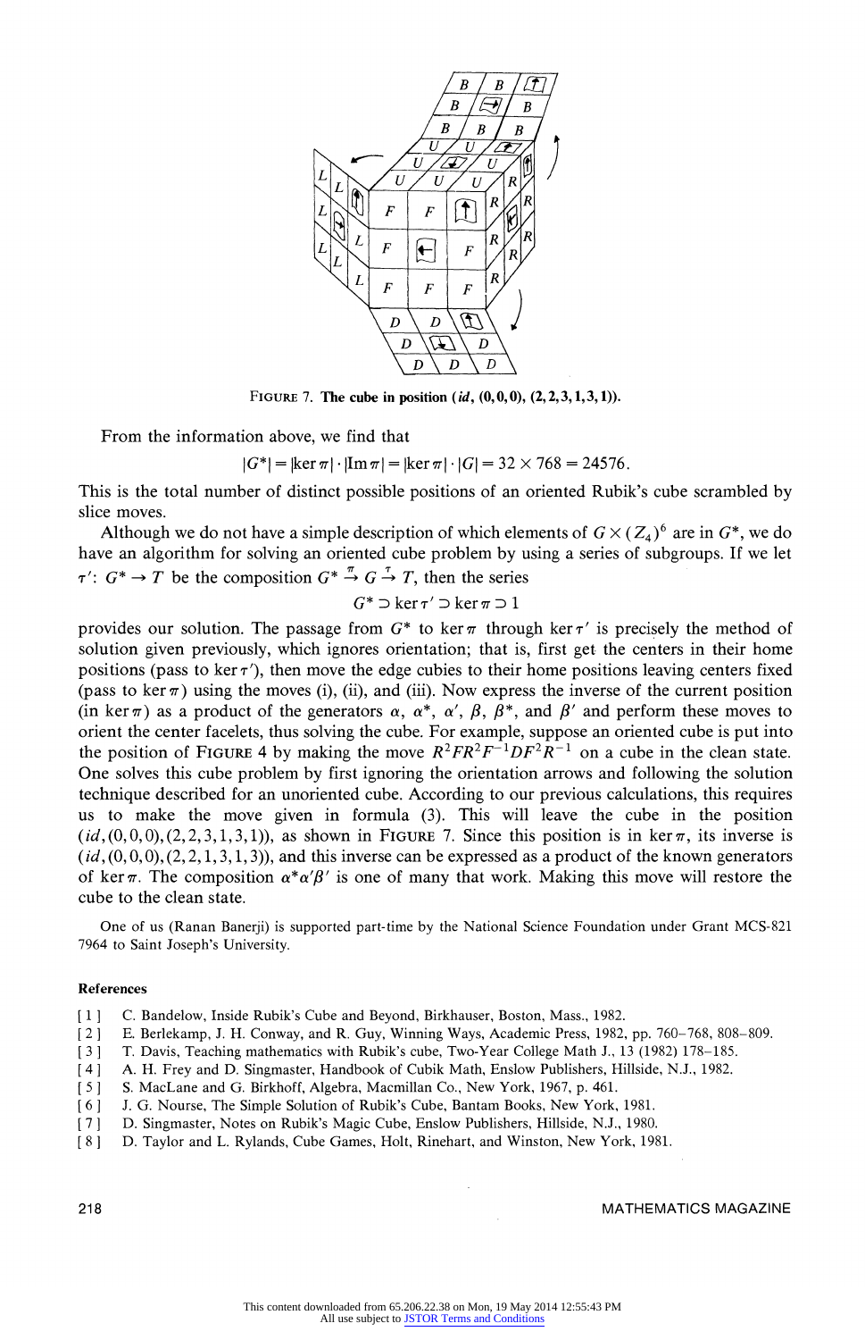FIGURE 7. The cube in position $(id, (0,0,0), (2,2,3,1,3,1))$.

From the information above, we find that

$$|G^*| = |\ker \pi| \cdot |\operatorname{Im} \pi| = |\ker \pi| \cdot |G| = 32 \times 768 = 24576.$$

This is the total number of distinct possible positions of an oriented Rubik's cube scrambled by slice moves.

Although we do not have a simple description of which elements of $G \times (Z_4)^6$ are in $G^*$, we do have an algorithm for solving an oriented cube problem by using a series of subgroups. If we let $\tau'$: $G^* \to T$ be the composition $G^* \xrightarrow{\pi} G \xrightarrow{\tau} T$, then the series

$$G^* \supset \ker \tau' \supset \ker \pi \supset 1$$

provides our solution. The passage from $G^*$ to $\ker \pi$ through $\ker \tau'$ is precisely the method of solution given previously, which ignores orientation; that is, first get the centers in their home positions (pass to $\ker \tau'$), then move the edge cubies to their home positions leaving centers fixed (pass to $\ker \pi$) using the moves (i), (ii), and (iii). Now express the inverse of the current position (in $\ker \pi$) as a product of the generators $\alpha$, $\alpha^*$, $\alpha'$, $\beta$, $\beta^*$, and $\beta'$ and perform these moves to orient the center facelets, thus solving the cube. For example, suppose an oriented cube is put into the position of FIGURE 4 by making the move $R^2FR^2F^{-1}DF^2R^{-1}$ on a cube in the clean state. One solves this cube problem by first ignoring the orientation arrows and following the solution technique described for an unoriented cube. According to our previous calculations, this requires us to make the move given in formula (3). This will leave the cube in the position $(id, (0,0,0), (2,2,3,1,3,1))$, as shown in FIGURE 7. Since this position is in $\ker \pi$, its inverse is $(id, (0,0,0), (2,2,1,3,1,3))$, and this inverse can be expressed as a product of the known generators of $\ker \pi$. The composition $\alpha^*\alpha'\beta'$ is one of many that work. Making this move will restore the cube to the clean state.

One of us (Ranan Banerji) is supported part-time by the National Science Foundation under Grant MCS-821 7964 to Saint Joseph's University.

### References

[1] C. Bandelow, Inside Rubik's Cube and Beyond, Birkhauser, Boston, Mass., 1982.

[2] E. Berlekamp, J. H. Conway, and R. Guy, Winning Ways, Academic Press, 1982, pp. 760–768, 808–809.

[3] T. Davis, Teaching mathematics with Rubik's cube, Two-Year College Math J., 13 (1982) 178–185.

[4] A. H. Frey and D. Singmaster, Handbook of Cubik Math, Enslow Publishers, Hillside, N.J., 1982.

[5] S. MacLane and G. Birkhoff, Algebra, Macmillan Co., New York, 1967, p. 461.

[6] J. G. Nourse, The Simple Solution of Rubik's Cube, Bantam Books, New York, 1981.

[7] D. Singmaster, Notes on Rubik's Magic Cube, Enslow Publishers, Hillside, N.J., 1980.

[8] D. Taylor and L. Rylands, Cube Games, Holt, Rinehart, and Winston, New York, 1981.